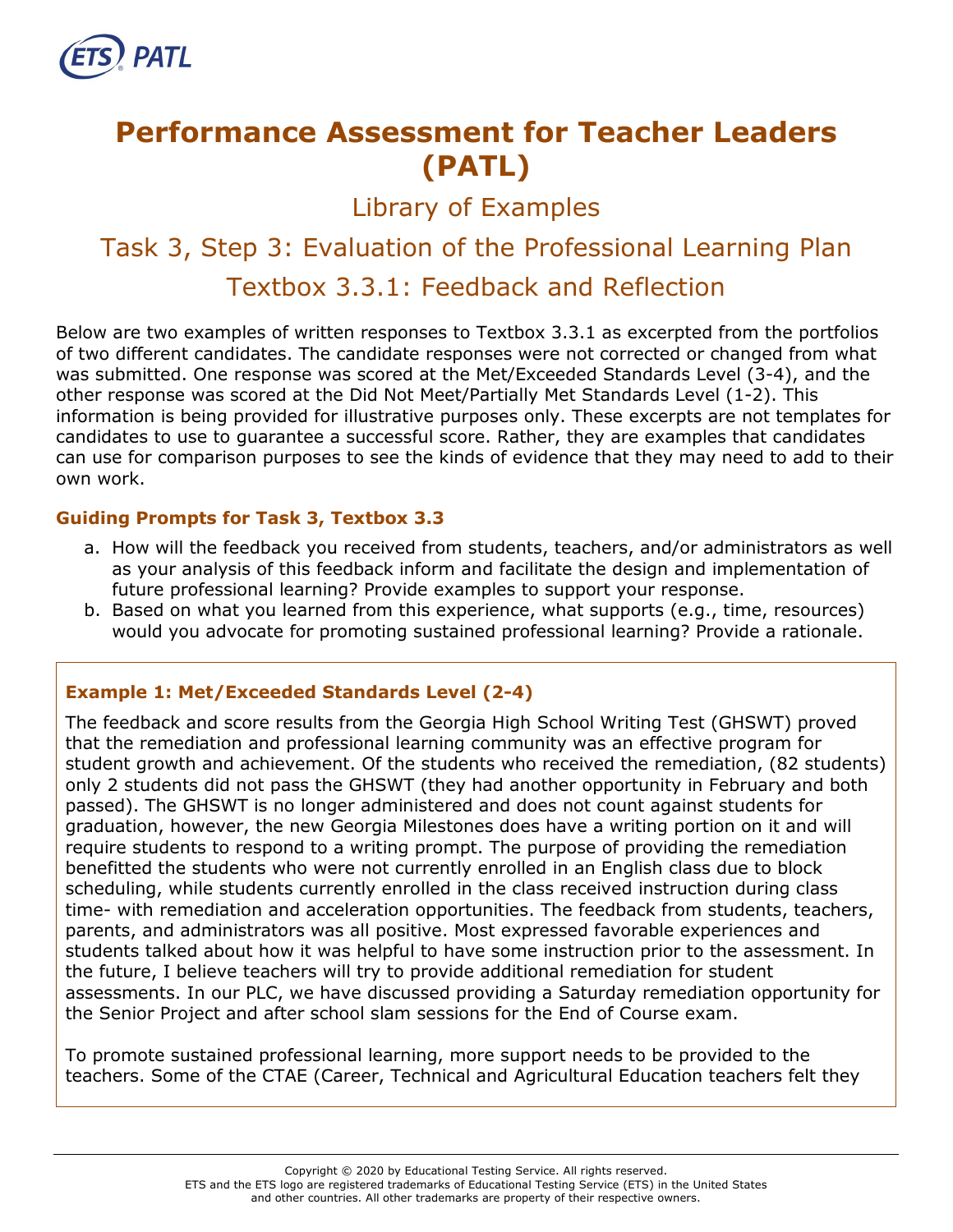# Performance Assessment for Teacher Leaders (PATL)

## Library of Examples

## Task 3, Step 3: Evaluation of the Professional Learning Plan

## Textbox 3.3.1: Feedback and Reflection

Below are two examples of written responses to Textbox 3.3.1 as excerpted from the portfolios of two different candidates. The candidate responses were not corrected or changed from what was submitted. One response was scored at the Met/Exceeded Standards Level (3-4), and the other response was scored at the Did Not Meet/Partially Met Standards Level (1-2). This information is being provided for illustrative purposes only. These excerpts are not templates for candidates to use to guarantee a successful score. Rather, they are examples that candidates can use for comparison purposes to see the kinds of evidence that they may need to add to their own work.

### Guiding Prompts for Task 3, Textbox 3.3

a. How will the feedback you received from students, teachers, and/or administrators as well as your analysis of this feedback inform and facilitate the design and implementation of future professional learning? Provide examples to support your response.
b. Based on what you learned from this experience, what supports (e.g., time, resources) would you advocate for promoting sustained professional learning? Provide a rationale.

### Example 1: Met/Exceeded Standards Level (2-4)

The feedback and score results from the Georgia High School Writing Test (GHSWT) proved that the remediation and professional learning community was an effective program for student growth and achievement. Of the students who received the remediation, (82 students) only 2 students did not pass the GHSWT (they had another opportunity in February and both passed). The GHSWT is no longer administered and does not count against students for graduation, however, the new Georgia Milestones does have a writing portion on it and will require students to respond to a writing prompt. The purpose of providing the remediation benefitted the students who were not currently enrolled in an English class due to block scheduling, while students currently enrolled in the class received instruction during class time- with remediation and acceleration opportunities. The feedback from students, teachers, parents, and administrators was all positive. Most expressed favorable experiences and students talked about how it was helpful to have some instruction prior to the assessment. In the future, I believe teachers will try to provide additional remediation for student assessments. In our PLC, we have discussed providing a Saturday remediation opportunity for the Senior Project and after school slam sessions for the End of Course exam.

To promote sustained professional learning, more support needs to be provided to the teachers. Some of the CTAE (Career, Technical and Agricultural Education teachers felt they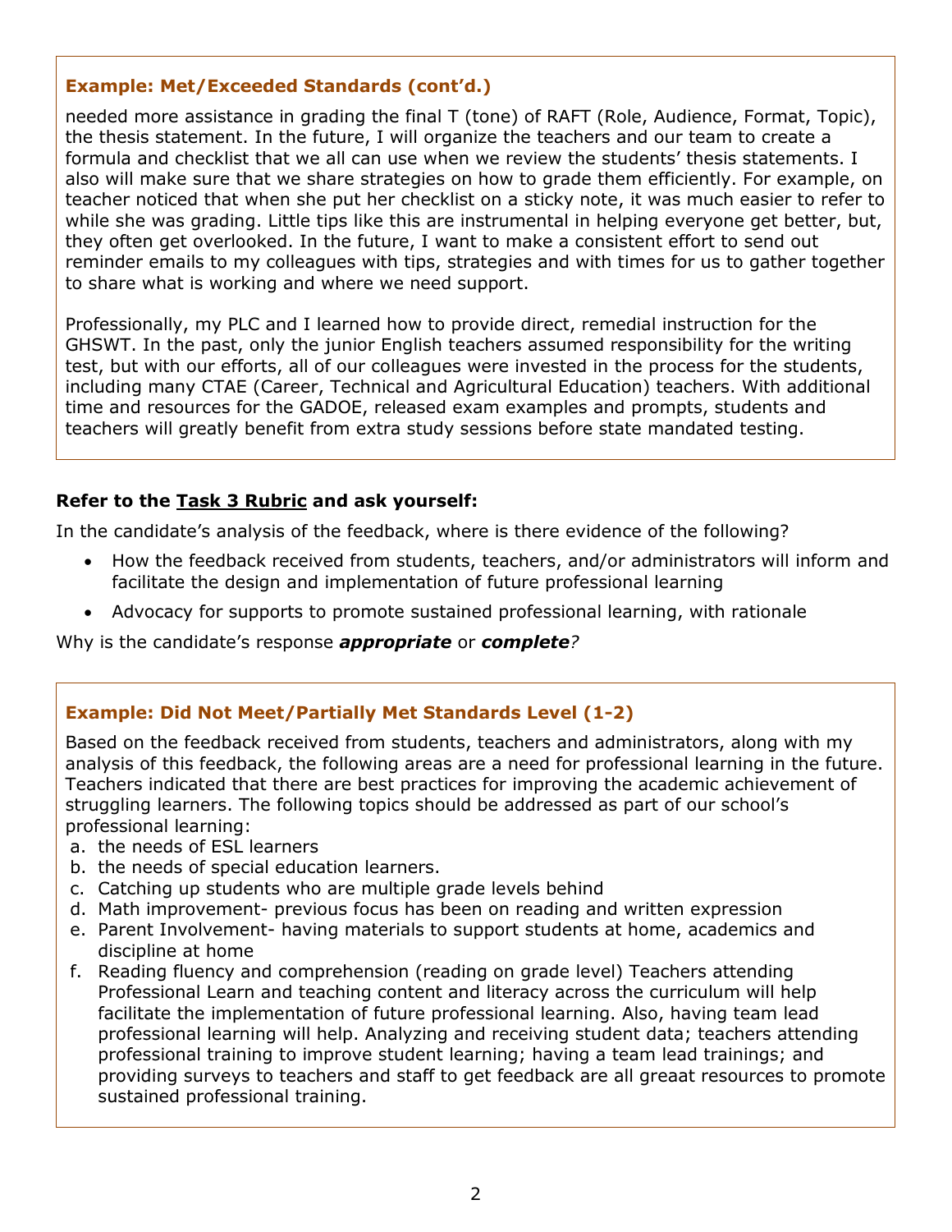### Example: Met/Exceeded Standards (cont'd.)

needed more assistance in grading the final T (tone) of RAFT (Role, Audience, Format, Topic), the thesis statement. In the future, I will organize the teachers and our team to create a formula and checklist that we all can use when we review the students' thesis statements. I also will make sure that we share strategies on how to grade them efficiently. For example, on teacher noticed that when she put her checklist on a sticky note, it was much easier to refer to while she was grading. Little tips like this are instrumental in helping everyone get better, but, they often get overlooked. In the future, I want to make a consistent effort to send out reminder emails to my colleagues with tips, strategies and with times for us to gather together to share what is working and where we need support.

Professionally, my PLC and I learned how to provide direct, remedial instruction for the GHSWT. In the past, only the junior English teachers assumed responsibility for the writing test, but with our efforts, all of our colleagues were invested in the process for the students, including many CTAE (Career, Technical and Agricultural Education) teachers. With additional time and resources for the GADOE, released exam examples and prompts, students and teachers will greatly benefit from extra study sessions before state mandated testing.

**Refer to the Task 3 Rubric and ask yourself:**

In the candidate's analysis of the feedback, where is there evidence of the following?

- How the feedback received from students, teachers, and/or administrators will inform and facilitate the design and implementation of future professional learning
- Advocacy for supports to promote sustained professional learning, with rationale

Why is the candidate's response ***appropriate*** or ***complete****?*

### Example: Did Not Meet/Partially Met Standards Level (1-2)

Based on the feedback received from students, teachers and administrators, along with my analysis of this feedback, the following areas are a need for professional learning in the future. Teachers indicated that there are best practices for improving the academic achievement of struggling learners. The following topics should be addressed as part of our school's professional learning:

a. the needs of ESL learners
b. the needs of special education learners.
c. Catching up students who are multiple grade levels behind
d. Math improvement- previous focus has been on reading and written expression
e. Parent Involvement- having materials to support students at home, academics and discipline at home
f. Reading fluency and comprehension (reading on grade level) Teachers attending Professional Learn and teaching content and literacy across the curriculum will help facilitate the implementation of future professional learning. Also, having team lead professional learning will help. Analyzing and receiving student data; teachers attending professional training to improve student learning; having a team lead trainings; and providing surveys to teachers and staff to get feedback are all greaat resources to promote sustained professional training.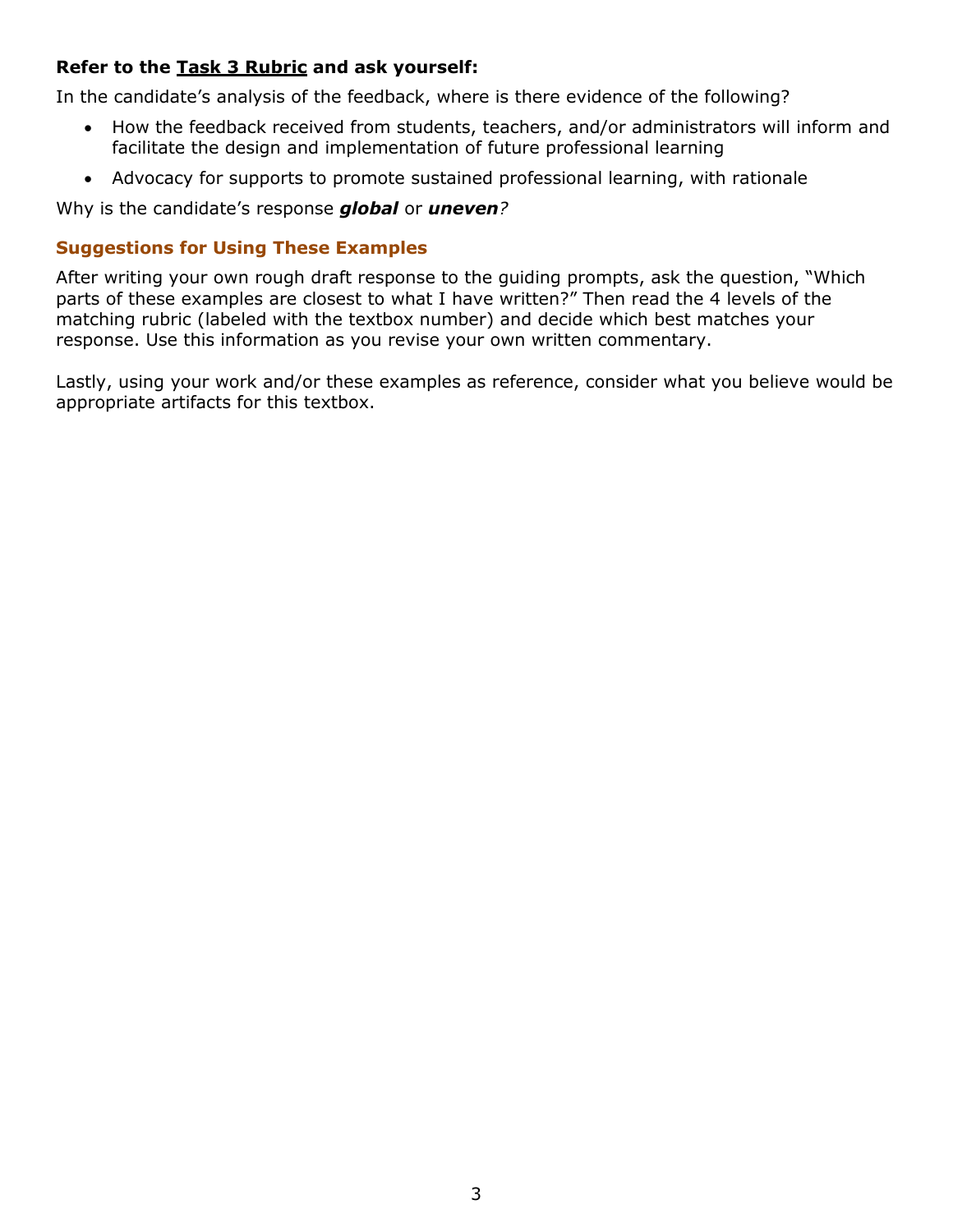**Refer to the Task 3 Rubric and ask yourself:**

In the candidate's analysis of the feedback, where is there evidence of the following?

- How the feedback received from students, teachers, and/or administrators will inform and facilitate the design and implementation of future professional learning
- Advocacy for supports to promote sustained professional learning, with rationale

Why is the candidate's response ***global*** or ***uneven****?*

## Suggestions for Using These Examples

After writing your own rough draft response to the guiding prompts, ask the question, "Which parts of these examples are closest to what I have written?" Then read the 4 levels of the matching rubric (labeled with the textbox number) and decide which best matches your response. Use this information as you revise your own written commentary.

Lastly, using your work and/or these examples as reference, consider what you believe would be appropriate artifacts for this textbox.